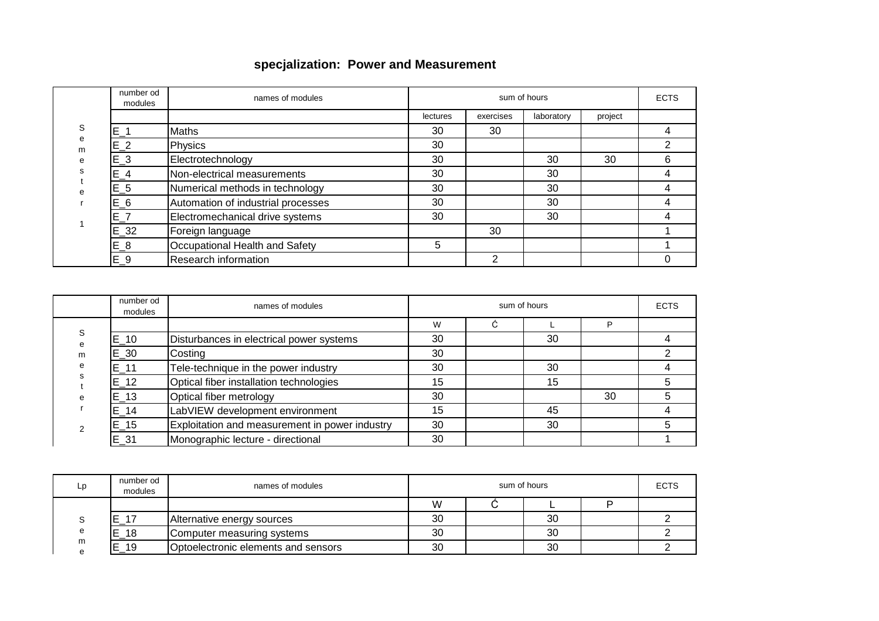**specjalization: Power and Measurement**

| | number od modules | names of modules | sum of hours | | | | ECTS |
|---|---|---|---|---|---|---|---|
| | | | lectures | exercises | laboratory | project | |
| Semester 1 | E_1 | Maths | 30 | 30 | | | 4 |
| | E_2 | Physics | 30 | | | | 2 |
| | E_3 | Electrotechnology | 30 | | 30 | 30 | 6 |
| | E_4 | Non-electrical measurements | 30 | | 30 | | 4 |
| | E_5 | Numerical methods in technology | 30 | | 30 | | 4 |
| | E_6 | Automation of industrial processes | 30 | | 30 | | 4 |
| | E_7 | Electromechanical drive systems | 30 | | 30 | | 4 |
| | E_32 | Foreign language | | 30 | | | 1 |
| | E_8 | Occupational Health and Safety | 5 | | | | 1 |
| | E_9 | Research information | | 2 | | | 0 |

| | number od modules | names of modules | sum of hours | | | | ECTS |
|---|---|---|---|---|---|---|---|
| | | | W | Ć | L | P | |
| Semester 2 | E_10 | Disturbances in electrical power systems | 30 | | 30 | | 4 |
| | E_30 | Costing | 30 | | | | 2 |
| | E_11 | Tele-technique in the power industry | 30 | | 30 | | 4 |
| | E_12 | Optical fiber installation technologies | 15 | | 15 | | 5 |
| | E_13 | Optical fiber metrology | 30 | | | 30 | 5 |
| | E_14 | LabVIEW development environment | 15 | | 45 | | 4 |
| | E_15 | Exploitation and measurement in power industry | 30 | | 30 | | 5 |
| | E_31 | Monographic lecture - directional | 30 | | | | 1 |

| Lp | number od modules | names of modules | sum of hours | | | | ECTS |
|---|---|---|---|---|---|---|---|
| | | | W | Ć | L | P | |
| Seme | E_17 | Alternative energy sources | 30 | | 30 | | 2 |
| | E_18 | Computer measuring systems | 30 | | 30 | | 2 |
| | E_19 | Optoelectronic elements and sensors | 30 | | 30 | | 2 |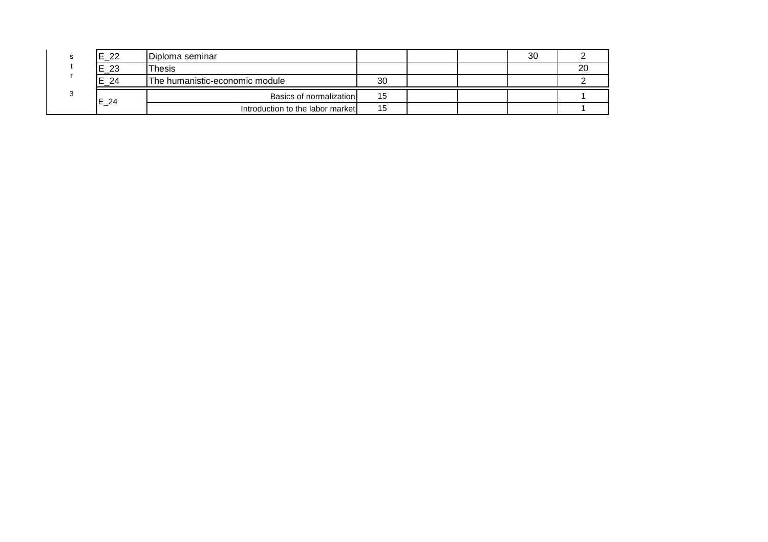| | | | | | | | |
|---|---|---|---|---|---|---|---|
| str 3 | E_22 | Diploma seminar | | | | 30 | 2 |
| | E_23 | Thesis | | | | | 20 |
| | E_24 | The humanistic-economic module | 30 | | | | 2 |
| | E_24 | Basics of normalization | 15 | | | | 1 |
| | | Introduction to the labor market | 15 | | | | 1 |